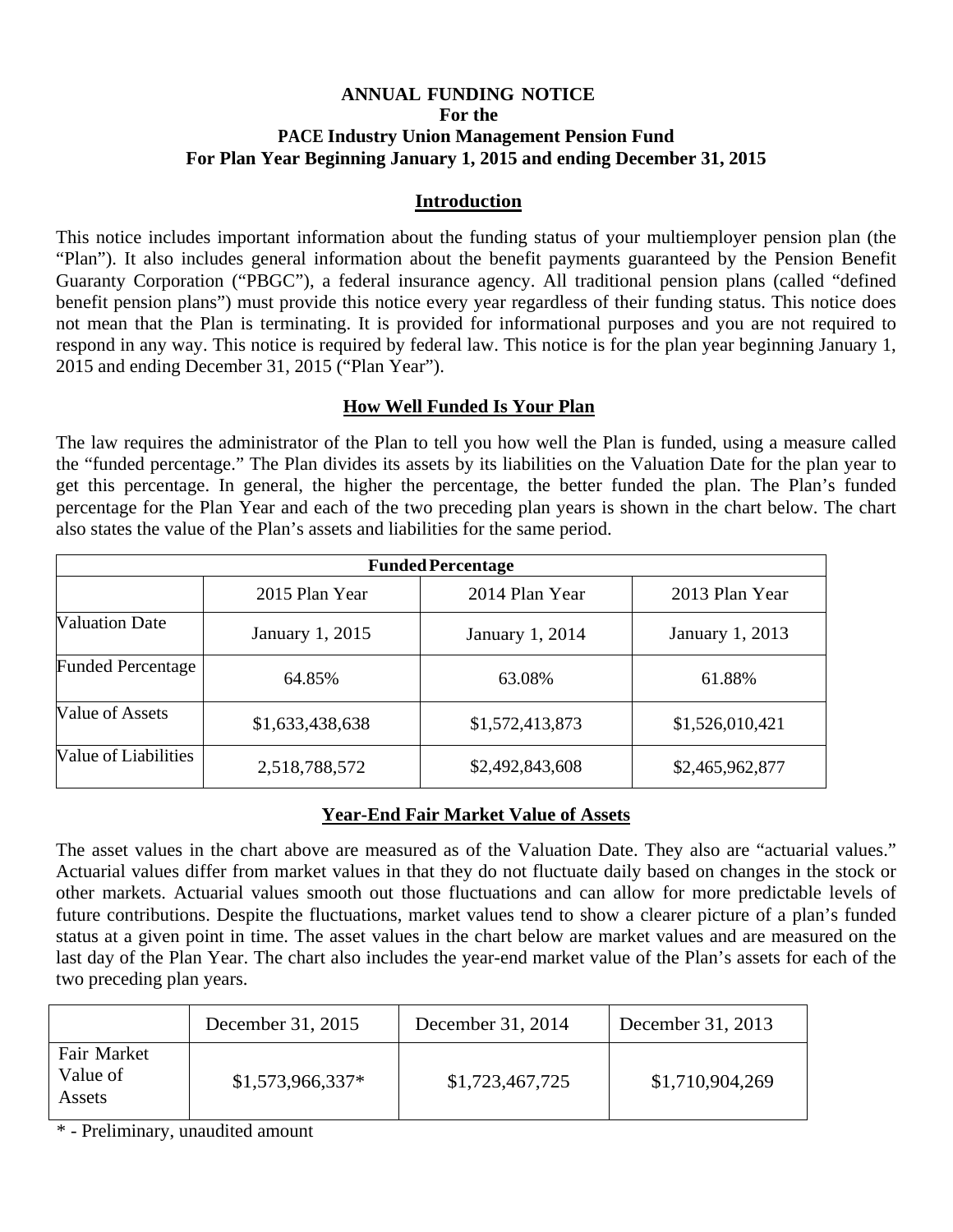# ANNUAL FUNDING NOTICE
## For the
## PACE Industry Union Management Pension Fund
## For Plan Year Beginning January 1, 2015 and ending December 31, 2015

### Introduction

This notice includes important information about the funding status of your multiemployer pension plan (the "Plan"). It also includes general information about the benefit payments guaranteed by the Pension Benefit Guaranty Corporation ("PBGC"), a federal insurance agency. All traditional pension plans (called "defined benefit pension plans") must provide this notice every year regardless of their funding status. This notice does not mean that the Plan is terminating. It is provided for informational purposes and you are not required to respond in any way. This notice is required by federal law. This notice is for the plan year beginning January 1, 2015 and ending December 31, 2015 ("Plan Year").

### How Well Funded Is Your Plan

The law requires the administrator of the Plan to tell you how well the Plan is funded, using a measure called the "funded percentage." The Plan divides its assets by its liabilities on the Valuation Date for the plan year to get this percentage. In general, the higher the percentage, the better funded the plan. The Plan's funded percentage for the Plan Year and each of the two preceding plan years is shown in the chart below. The chart also states the value of the Plan's assets and liabilities for the same period.

| Funded Percentage | | | |
|---|---|---|---|
| | 2015 Plan Year | 2014 Plan Year | 2013 Plan Year |
| Valuation Date | January 1, 2015 | January 1, 2014 | January 1, 2013 |
| Funded Percentage | 64.85% | 63.08% | 61.88% |
| Value of Assets | $1,633,438,638 | $1,572,413,873 | $1,526,010,421 |
| Value of Liabilities | 2,518,788,572 | $2,492,843,608 | $2,465,962,877 |

### Year-End Fair Market Value of Assets

The asset values in the chart above are measured as of the Valuation Date. They also are "actuarial values." Actuarial values differ from market values in that they do not fluctuate daily based on changes in the stock or other markets. Actuarial values smooth out those fluctuations and can allow for more predictable levels of future contributions. Despite the fluctuations, market values tend to show a clearer picture of a plan's funded status at a given point in time. The asset values in the chart below are market values and are measured on the last day of the Plan Year. The chart also includes the year-end market value of the Plan's assets for each of the two preceding plan years.

| | December 31, 2015 | December 31, 2014 | December 31, 2013 |
|---|---|---|---|
| Fair Market Value of Assets | $1,573,966,337* | $1,723,467,725 | $1,710,904,269 |

* - Preliminary, unaudited amount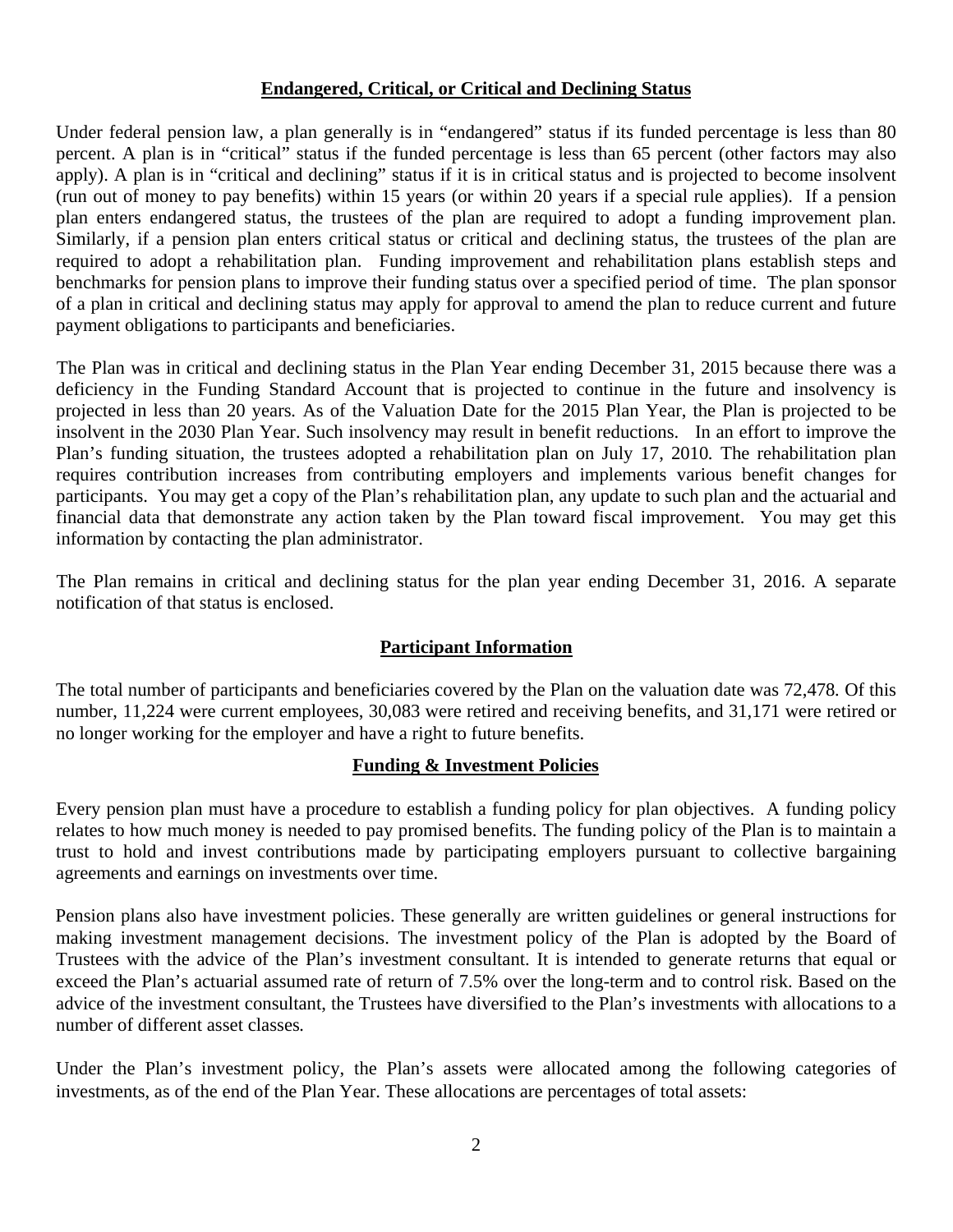## Endangered, Critical, or Critical and Declining Status

Under federal pension law, a plan generally is in "endangered" status if its funded percentage is less than 80 percent. A plan is in "critical" status if the funded percentage is less than 65 percent (other factors may also apply). A plan is in "critical and declining" status if it is in critical status and is projected to become insolvent (run out of money to pay benefits) within 15 years (or within 20 years if a special rule applies). If a pension plan enters endangered status, the trustees of the plan are required to adopt a funding improvement plan. Similarly, if a pension plan enters critical status or critical and declining status, the trustees of the plan are required to adopt a rehabilitation plan. Funding improvement and rehabilitation plans establish steps and benchmarks for pension plans to improve their funding status over a specified period of time. The plan sponsor of a plan in critical and declining status may apply for approval to amend the plan to reduce current and future payment obligations to participants and beneficiaries.

The Plan was in critical and declining status in the Plan Year ending December 31, 2015 because there was a deficiency in the Funding Standard Account that is projected to continue in the future and insolvency is projected in less than 20 years. As of the Valuation Date for the 2015 Plan Year, the Plan is projected to be insolvent in the 2030 Plan Year. Such insolvency may result in benefit reductions. In an effort to improve the Plan's funding situation, the trustees adopted a rehabilitation plan on July 17, 2010. The rehabilitation plan requires contribution increases from contributing employers and implements various benefit changes for participants. You may get a copy of the Plan's rehabilitation plan, any update to such plan and the actuarial and financial data that demonstrate any action taken by the Plan toward fiscal improvement. You may get this information by contacting the plan administrator.

The Plan remains in critical and declining status for the plan year ending December 31, 2016. A separate notification of that status is enclosed.

## Participant Information

The total number of participants and beneficiaries covered by the Plan on the valuation date was 72,478. Of this number, 11,224 were current employees, 30,083 were retired and receiving benefits, and 31,171 were retired or no longer working for the employer and have a right to future benefits.

## Funding & Investment Policies

Every pension plan must have a procedure to establish a funding policy for plan objectives. A funding policy relates to how much money is needed to pay promised benefits. The funding policy of the Plan is to maintain a trust to hold and invest contributions made by participating employers pursuant to collective bargaining agreements and earnings on investments over time.

Pension plans also have investment policies. These generally are written guidelines or general instructions for making investment management decisions. The investment policy of the Plan is adopted by the Board of Trustees with the advice of the Plan's investment consultant. It is intended to generate returns that equal or exceed the Plan's actuarial assumed rate of return of 7.5% over the long-term and to control risk. Based on the advice of the investment consultant, the Trustees have diversified to the Plan's investments with allocations to a number of different asset classes.

Under the Plan's investment policy, the Plan's assets were allocated among the following categories of investments, as of the end of the Plan Year. These allocations are percentages of total assets: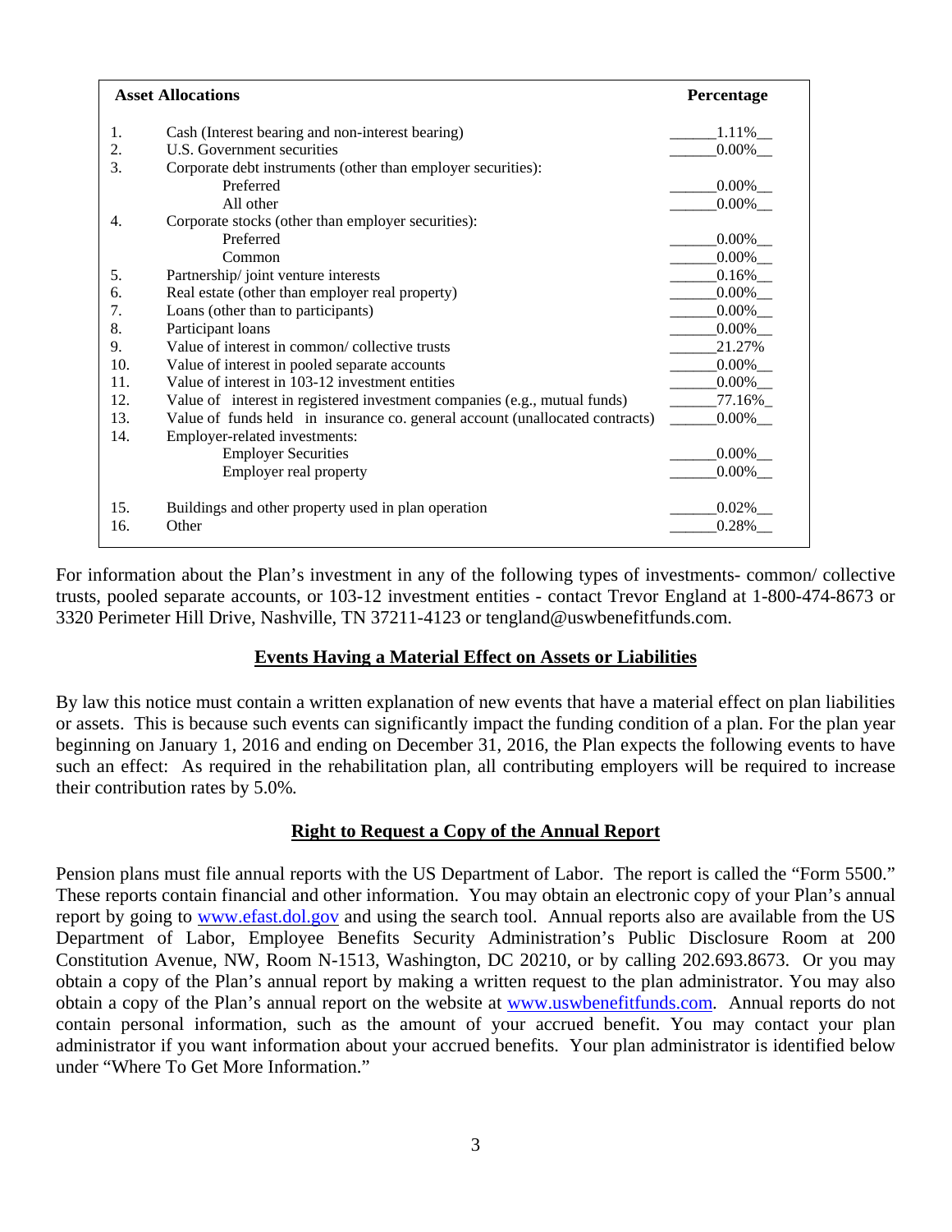| | Asset Allocations | Percentage |
|---|---|---|
| 1. | Cash (Interest bearing and non-interest bearing) | 1.11% |
| 2. | U.S. Government securities | 0.00% |
| 3. | Corporate debt instruments (other than employer securities): | |
| | Preferred | 0.00% |
| | All other | 0.00% |
| 4. | Corporate stocks (other than employer securities): | |
| | Preferred | 0.00% |
| | Common | 0.00% |
| 5. | Partnership/ joint venture interests | 0.16% |
| 6. | Real estate (other than employer real property) | 0.00% |
| 7. | Loans (other than to participants) | 0.00% |
| 8. | Participant loans | 0.00% |
| 9. | Value of interest in common/ collective trusts | 21.27% |
| 10. | Value of interest in pooled separate accounts | 0.00% |
| 11. | Value of interest in 103-12 investment entities | 0.00% |
| 12. | Value of interest in registered investment companies (e.g., mutual funds) | 77.16% |
| 13. | Value of funds held in insurance co. general account (unallocated contracts) | 0.00% |
| 14. | Employer-related investments: | |
| | Employer Securities | 0.00% |
| | Employer real property | 0.00% |
| 15. | Buildings and other property used in plan operation | 0.02% |
| 16. | Other | 0.28% |

For information about the Plan's investment in any of the following types of investments- common/ collective trusts, pooled separate accounts, or 103-12 investment entities - contact Trevor England at 1-800-474-8673 or 3320 Perimeter Hill Drive, Nashville, TN 37211-4123 or tengland@uswbenefitfunds.com.

## Events Having a Material Effect on Assets or Liabilities

By law this notice must contain a written explanation of new events that have a material effect on plan liabilities or assets. This is because such events can significantly impact the funding condition of a plan. For the plan year beginning on January 1, 2016 and ending on December 31, 2016, the Plan expects the following events to have such an effect: As required in the rehabilitation plan, all contributing employers will be required to increase their contribution rates by 5.0%.

## Right to Request a Copy of the Annual Report

Pension plans must file annual reports with the US Department of Labor. The report is called the "Form 5500." These reports contain financial and other information. You may obtain an electronic copy of your Plan's annual report by going to [www.efast.dol.gov](http://www.efast.dol.gov) and using the search tool. Annual reports also are available from the US Department of Labor, Employee Benefits Security Administration's Public Disclosure Room at 200 Constitution Avenue, NW, Room N-1513, Washington, DC 20210, or by calling 202.693.8673. Or you may obtain a copy of the Plan's annual report by making a written request to the plan administrator. You may also obtain a copy of the Plan's annual report on the website at [www.uswbenefitfunds.com](http://www.uswbenefitfunds.com). Annual reports do not contain personal information, such as the amount of your accrued benefit. You may contact your plan administrator if you want information about your accrued benefits. Your plan administrator is identified below under "Where To Get More Information."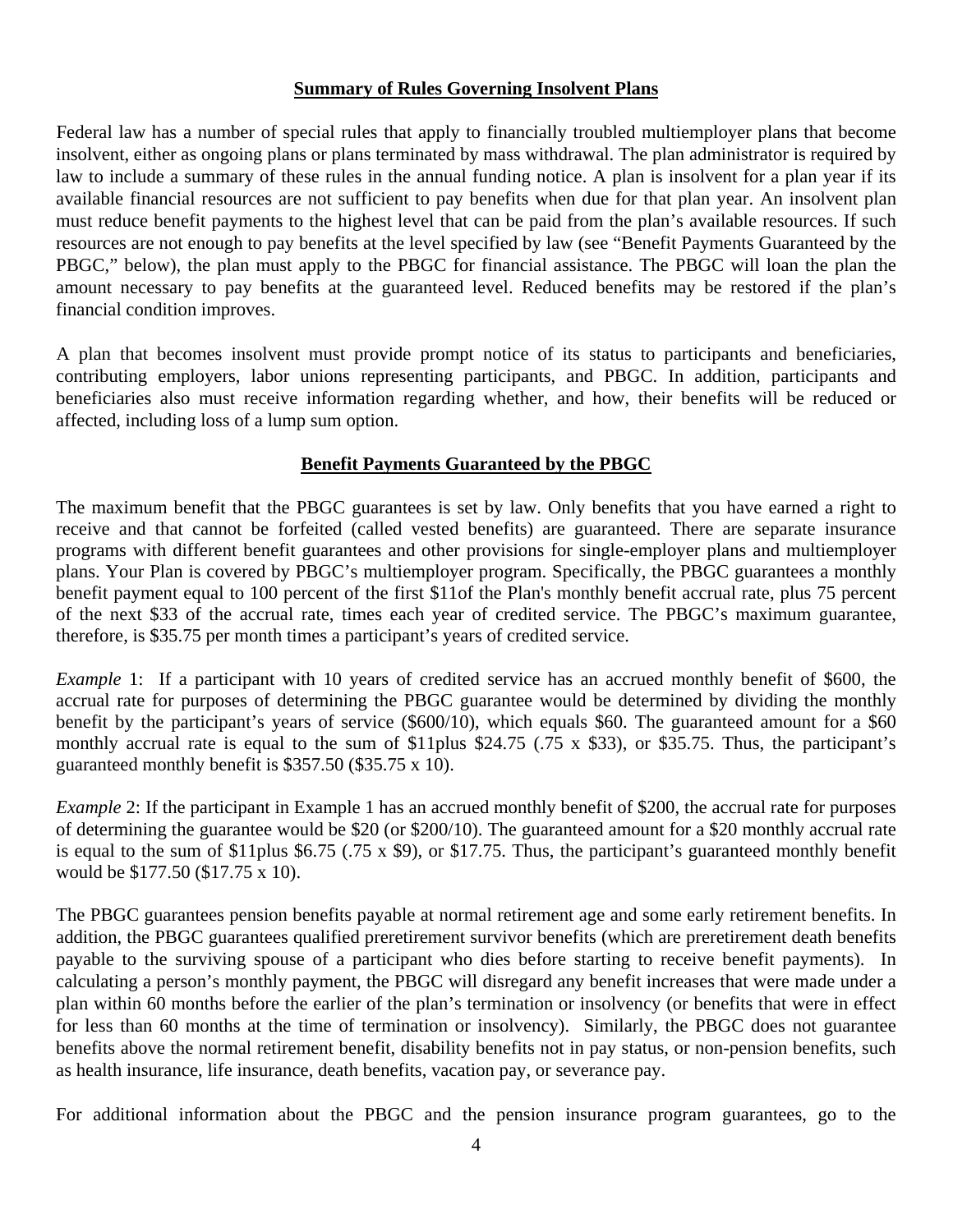## Summary of Rules Governing Insolvent Plans

Federal law has a number of special rules that apply to financially troubled multiemployer plans that become insolvent, either as ongoing plans or plans terminated by mass withdrawal. The plan administrator is required by law to include a summary of these rules in the annual funding notice. A plan is insolvent for a plan year if its available financial resources are not sufficient to pay benefits when due for that plan year. An insolvent plan must reduce benefit payments to the highest level that can be paid from the plan's available resources. If such resources are not enough to pay benefits at the level specified by law (see "Benefit Payments Guaranteed by the PBGC," below), the plan must apply to the PBGC for financial assistance. The PBGC will loan the plan the amount necessary to pay benefits at the guaranteed level. Reduced benefits may be restored if the plan's financial condition improves.

A plan that becomes insolvent must provide prompt notice of its status to participants and beneficiaries, contributing employers, labor unions representing participants, and PBGC. In addition, participants and beneficiaries also must receive information regarding whether, and how, their benefits will be reduced or affected, including loss of a lump sum option.

## Benefit Payments Guaranteed by the PBGC

The maximum benefit that the PBGC guarantees is set by law. Only benefits that you have earned a right to receive and that cannot be forfeited (called vested benefits) are guaranteed. There are separate insurance programs with different benefit guarantees and other provisions for single-employer plans and multiemployer plans. Your Plan is covered by PBGC's multiemployer program. Specifically, the PBGC guarantees a monthly benefit payment equal to 100 percent of the first $11of the Plan's monthly benefit accrual rate, plus 75 percent of the next $33 of the accrual rate, times each year of credited service. The PBGC's maximum guarantee, therefore, is $35.75 per month times a participant's years of credited service.

*Example* 1: If a participant with 10 years of credited service has an accrued monthly benefit of $600, the accrual rate for purposes of determining the PBGC guarantee would be determined by dividing the monthly benefit by the participant's years of service ($600/10), which equals $60. The guaranteed amount for a $60 monthly accrual rate is equal to the sum of $11plus $24.75 (.75 x $33), or $35.75. Thus, the participant's guaranteed monthly benefit is $357.50 ($35.75 x 10).

*Example* 2: If the participant in Example 1 has an accrued monthly benefit of $200, the accrual rate for purposes of determining the guarantee would be $20 (or $200/10). The guaranteed amount for a $20 monthly accrual rate is equal to the sum of $11plus $6.75 (.75 x $9), or $17.75. Thus, the participant's guaranteed monthly benefit would be $177.50 ($17.75 x 10).

The PBGC guarantees pension benefits payable at normal retirement age and some early retirement benefits. In addition, the PBGC guarantees qualified preretirement survivor benefits (which are preretirement death benefits payable to the surviving spouse of a participant who dies before starting to receive benefit payments). In calculating a person's monthly payment, the PBGC will disregard any benefit increases that were made under a plan within 60 months before the earlier of the plan's termination or insolvency (or benefits that were in effect for less than 60 months at the time of termination or insolvency). Similarly, the PBGC does not guarantee benefits above the normal retirement benefit, disability benefits not in pay status, or non-pension benefits, such as health insurance, life insurance, death benefits, vacation pay, or severance pay.

For additional information about the PBGC and the pension insurance program guarantees, go to the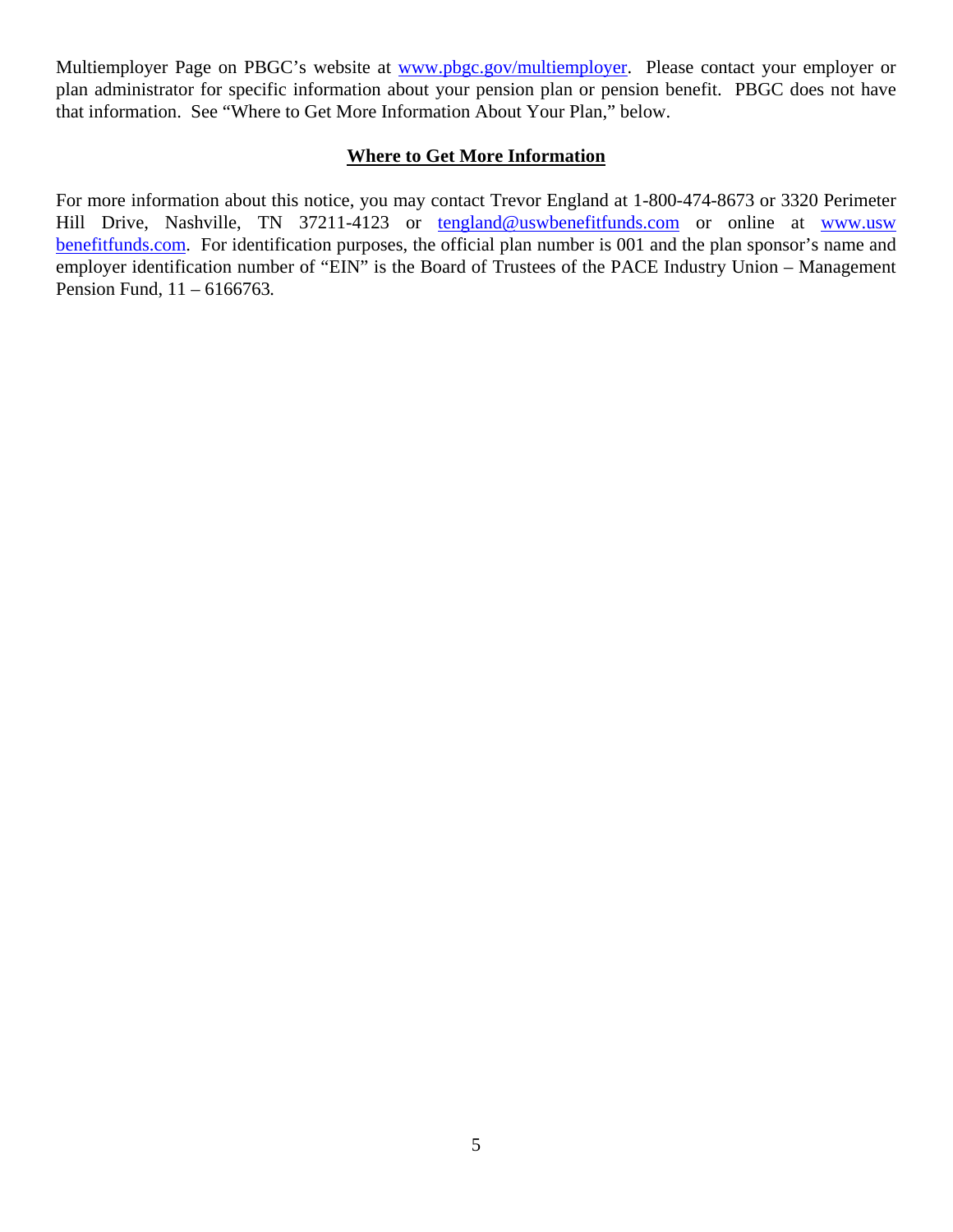Multiemployer Page on PBGC's website at www.pbgc.gov/multiemployer. Please contact your employer or plan administrator for specific information about your pension plan or pension benefit. PBGC does not have that information. See "Where to Get More Information About Your Plan," below.

## Where to Get More Information

For more information about this notice, you may contact Trevor England at 1-800-474-8673 or 3320 Perimeter Hill Drive, Nashville, TN 37211-4123 or tengland@uswbenefitfunds.com or online at www.uswbenefitfunds.com. For identification purposes, the official plan number is 001 and the plan sponsor's name and employer identification number of "EIN" is the Board of Trustees of the PACE Industry Union – Management Pension Fund, 11 – 6166763.